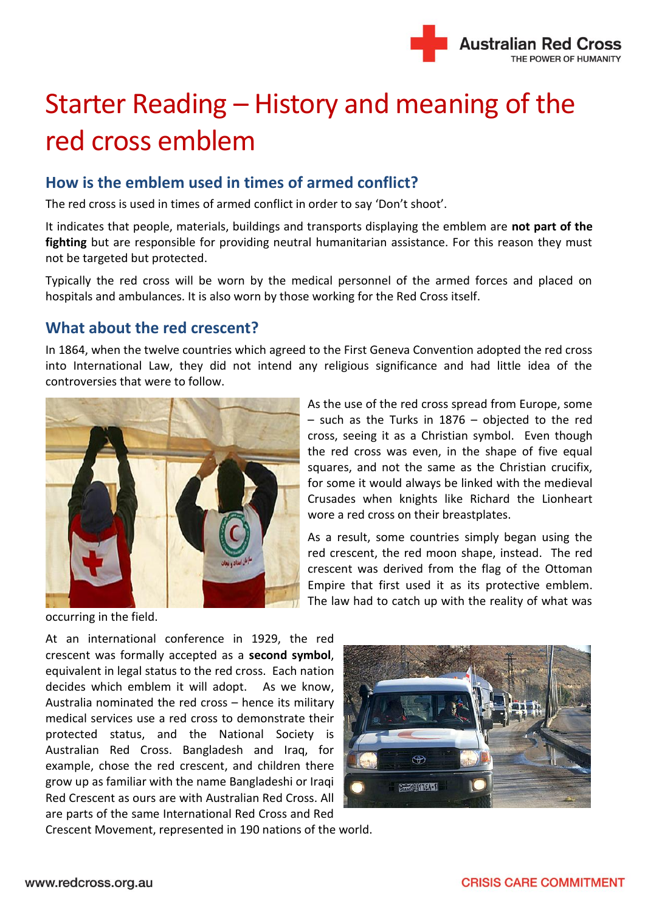# Starter Reading – History and meaning of the red cross emblem

## How is the emblem used in times of armed conflict?

The red cross is used in times of armed conflict in order to say 'Don't shoot'.

It indicates that people, materials, buildings and transports displaying the emblem are **not part of the fighting** but are responsible for providing neutral humanitarian assistance. For this reason they must not be targeted but protected.

Typically the red cross will be worn by the medical personnel of the armed forces and placed on hospitals and ambulances. It is also worn by those working for the Red Cross itself.

## What about the red crescent?

In 1864, when the twelve countries which agreed to the First Geneva Convention adopted the red cross into International Law, they did not intend any religious significance and had little idea of the controversies that were to follow.

As the use of the red cross spread from Europe, some – such as the Turks in 1876 – objected to the red cross, seeing it as a Christian symbol. Even though the red cross was even, in the shape of five equal squares, and not the same as the Christian crucifix, for some it would always be linked with the medieval Crusades when knights like Richard the Lionheart wore a red cross on their breastplates.

As a result, some countries simply began using the red crescent, the red moon shape, instead. The red crescent was derived from the flag of the Ottoman Empire that first used it as its protective emblem. The law had to catch up with the reality of what was occurring in the field.

At an international conference in 1929, the red crescent was formally accepted as a **second symbol**, equivalent in legal status to the red cross. Each nation decides which emblem it will adopt. As we know, Australia nominated the red cross – hence its military medical services use a red cross to demonstrate their protected status, and the National Society is Australian Red Cross. Bangladesh and Iraq, for example, chose the red crescent, and children there grow up as familiar with the name Bangladeshi or Iraqi Red Crescent as ours are with Australian Red Cross. All are parts of the same International Red Cross and Red Crescent Movement, represented in 190 nations of the world.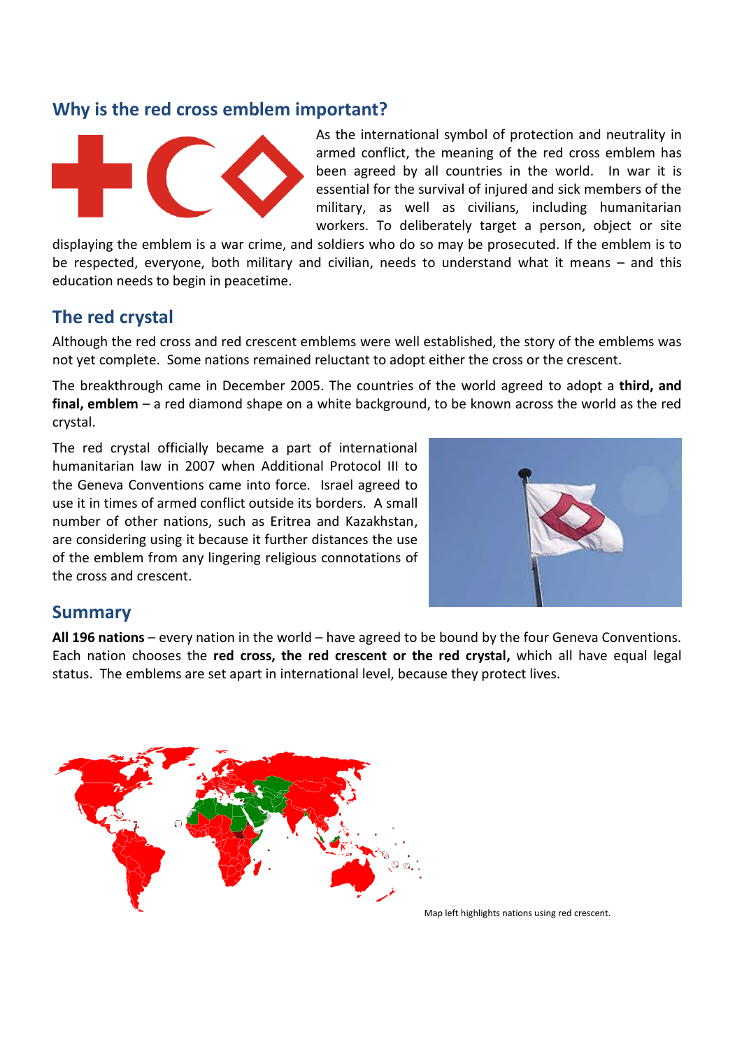## Why is the red cross emblem important?

As the international symbol of protection and neutrality in armed conflict, the meaning of the red cross emblem has been agreed by all countries in the world. In war it is essential for the survival of injured and sick members of the military, as well as civilians, including humanitarian workers. To deliberately target a person, object or site displaying the emblem is a war crime, and soldiers who do so may be prosecuted. If the emblem is to be respected, everyone, both military and civilian, needs to understand what it means – and this education needs to begin in peacetime.

## The red crystal

Although the red cross and red crescent emblems were well established, the story of the emblems was not yet complete. Some nations remained reluctant to adopt either the cross or the crescent.

The breakthrough came in December 2005. The countries of the world agreed to adopt a **third, and final, emblem** – a red diamond shape on a white background, to be known across the world as the red crystal.

The red crystal officially became a part of international humanitarian law in 2007 when Additional Protocol III to the Geneva Conventions came into force. Israel agreed to use it in times of armed conflict outside its borders. A small number of other nations, such as Eritrea and Kazakhstan, are considering using it because it further distances the use of the emblem from any lingering religious connotations of the cross and crescent.

## Summary

**All 196 nations** – every nation in the world – have agreed to be bound by the four Geneva Conventions. Each nation chooses the **red cross, the red crescent or the red crystal,** which all have equal legal status. The emblems are set apart in international level, because they protect lives.

Map left highlights nations using red crescent.